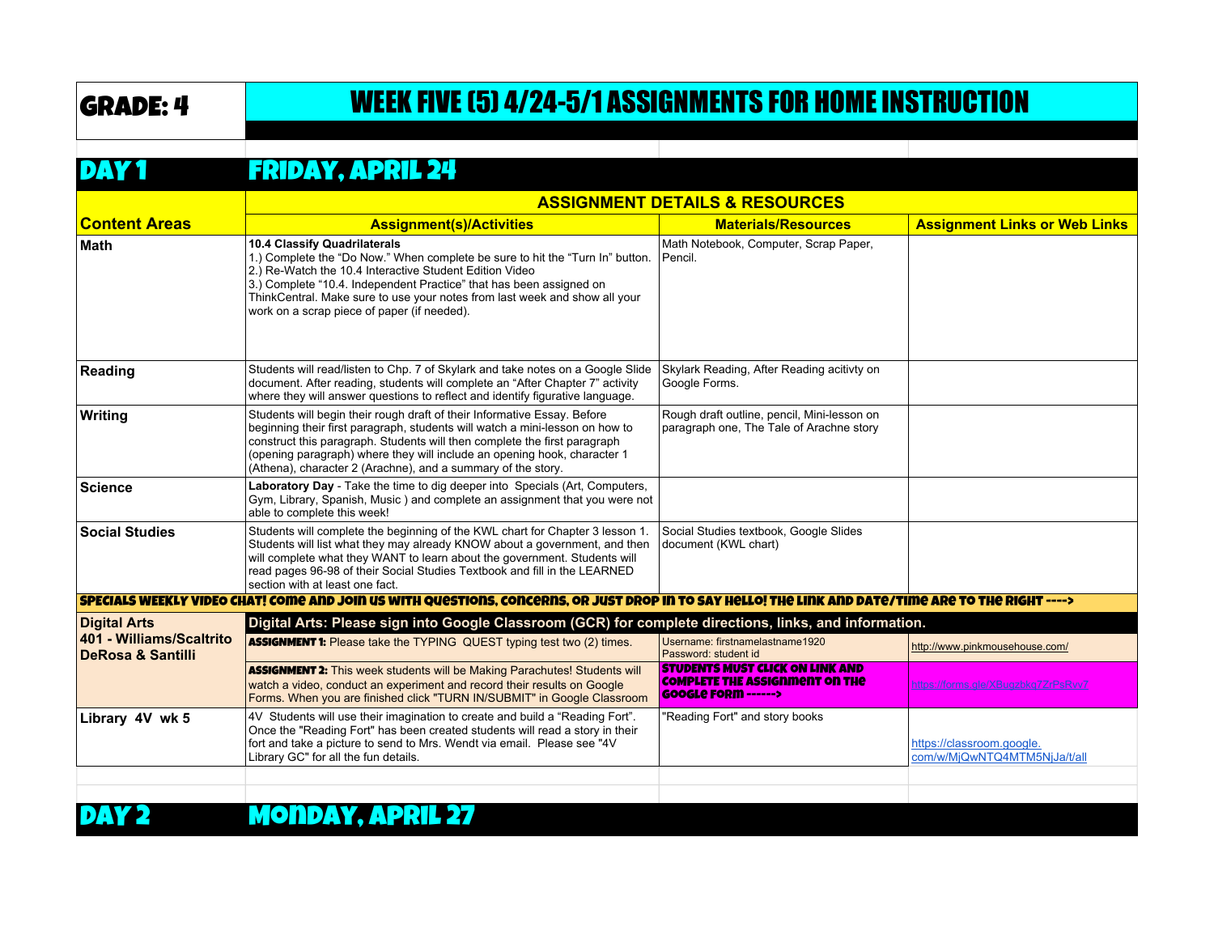# GRADE: 4

# WEEK FIVE (5) 4/24-5/1 ASSIGNMENTS FOR HOME INSTRUCTION

## DAY 1 FRIDAY, APRIL 24

| | ASSIGNMENT DETAILS & RESOURCES | | |
|---|---|---|---|
| **Content Areas** | **Assignment(s)/Activities** | **Materials/Resources** | **Assignment Links or Web Links** |
| **Math** | **10.4 Classify Quadrilaterals**<br>1.) Complete the "Do Now." When complete be sure to hit the "Turn In" button.<br>2.) Re-Watch the 10.4 Interactive Student Edition Video<br>3.) Complete "10.4. Independent Practice" that has been assigned on ThinkCentral. Make sure to use your notes from last week and show all your work on a scrap piece of paper (if needed). | Math Notebook, Computer, Scrap Paper, Pencil. | |
| **Reading** | Students will read/listen to Chp. 7 of Skylark and take notes on a Google Slide document. After reading, students will complete an "After Chapter 7" activity where they will answer questions to reflect and identify figurative language. | Skylark Reading, After Reading acitivty on Google Forms. | |
| **Writing** | Students will begin their rough draft of their Informative Essay. Before beginning their first paragraph, students will watch a mini-lesson on how to construct this paragraph. Students will then complete the first paragraph (opening paragraph) where they will include an opening hook, character 1 (Athena), character 2 (Arachne), and a summary of the story. | Rough draft outline, pencil, Mini-lesson on paragraph one, The Tale of Arachne story | |
| **Science** | **Laboratory Day** - Take the time to dig deeper into Specials (Art, Computers, Gym, Library, Spanish, Music ) and complete an assignment that you were not able to complete this week! | | |
| **Social Studies** | Students will complete the beginning of the KWL chart for Chapter 3 lesson 1. Students will list what they may already KNOW about a government, and then will complete what they WANT to learn about the government. Students will read pages 96-98 of their Social Studies Textbook and fill in the LEARNED section with at least one fact. | Social Studies textbook, Google Slides document (KWL chart) | |
| **SPECIALS WEEKLY VIDEO CHAT! COME AND JOIN US WITH QUESTIONS, CONCERNS, OR JUST DROP IN TO SAY HELLO! THE LINK AND DATE/TIME ARE TO THE RIGHT ---->** | | | |
| **Digital Arts**<br>**401 - Williams/Scaltrito**<br>**DeRosa & Santilli** | **Digital Arts: Please sign into Google Classroom (GCR) for complete directions, links, and information.** | | |
| | **ASSIGNMENT 1:** Please take the TYPING QUEST typing test two (2) times. | Username: firstnamelastname1920<br>Password: student id | http://www.pinkmousehouse.com/ |
| | **ASSIGNMENT 2:** This week students will be Making Parachutes! Students will watch a video, conduct an experiment and record their results on Google Forms. When you are finished click "TURN IN/SUBMIT" in Google Classroom | **STUDENTS MUST CLICK ON LINK AND COMPLETE THE ASSIGNMENT ON THE GOOGLE FORM ------>** | https://forms.gle/XBugzbkq7ZrPsRvv7 |
| **Library 4V wk 5** | 4V Students will use their imagination to create and build a "Reading Fort". Once the "Reading Fort" has been created students will read a story in their fort and take a picture to send to Mrs. Wendt via email. Please see "4V Library GC" for all the fun details. | "Reading Fort" and story books | https://classroom.google.com/w/MjQwNTQ4MTM5NjJa/t/all |

## DAY 2 MONDAY, APRIL 27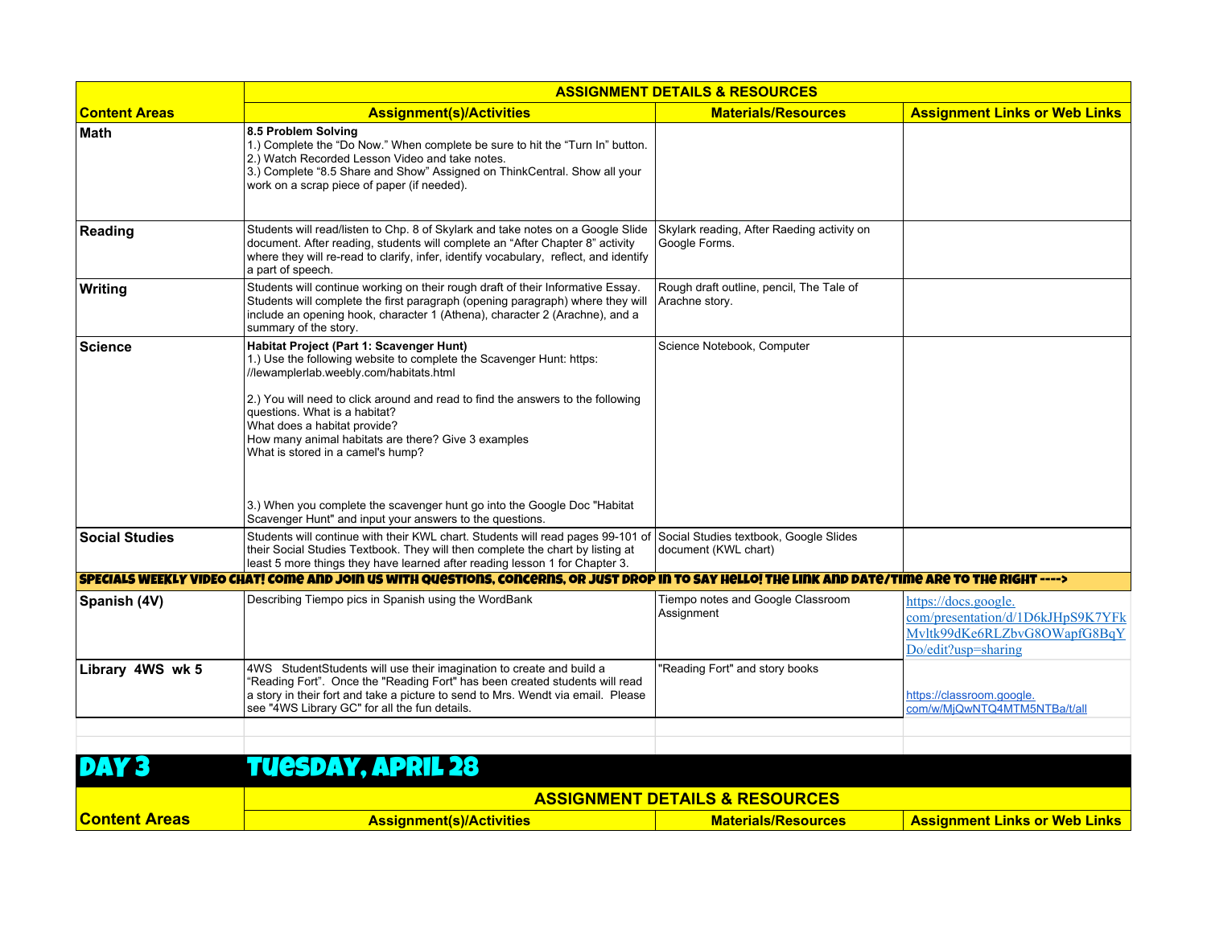| Content Areas | ASSIGNMENT DETAILS & RESOURCES | | |
|---|---|---|---|
| | **Assignment(s)/Activities** | **Materials/Resources** | **Assignment Links or Web Links** |
| **Math** | **8.5 Problem Solving**<br>1.) Complete the "Do Now." When complete be sure to hit the "Turn In" button.<br>2.) Watch Recorded Lesson Video and take notes.<br>3.) Complete "8.5 Share and Show" Assigned on ThinkCentral. Show all your work on a scrap piece of paper (if needed). | | |
| **Reading** | Students will read/listen to Chp. 8 of Skylark and take notes on a Google Slide document. After reading, students will complete an "After Chapter 8" activity where they will re-read to clarify, infer, identify vocabulary, reflect, and identify a part of speech. | Skylark reading, After Raeding activity on Google Forms. | |
| **Writing** | Students will continue working on their rough draft of their Informative Essay. Students will complete the first paragraph (opening paragraph) where they will include an opening hook, character 1 (Athena), character 2 (Arachne), and a summary of the story. | Rough draft outline, pencil, The Tale of Arachne story. | |
| **Science** | **Habitat Project (Part 1: Scavenger Hunt)**<br>1.) Use the following website to complete the Scavenger Hunt: https://lewamplerlab.weebly.com/habitats.html<br><br>2.) You will need to click around and read to find the answers to the following questions. What is a habitat?<br>What does a habitat provide?<br>How many animal habitats are there? Give 3 examples<br>What is stored in a camel's hump?<br><br>3.) When you complete the scavenger hunt go into the Google Doc "Habitat Scavenger Hunt" and input your answers to the questions. | Science Notebook, Computer | |
| **Social Studies** | Students will continue with their KWL chart. Students will read pages 99-101 of their Social Studies Textbook. They will then complete the chart by listing at least 5 more things they have learned after reading lesson 1 for Chapter 3. | Social Studies textbook, Google Slides document (KWL chart) | |
| **SPECIALS WEEKLY VIDEO CHAT! COME AND JOIN US WITH QUESTIONS, CONCERNS, OR JUST DROP IN TO SAY HELLO! THE LINK AND DATE/TIME ARE TO THE RIGHT ---->** | | | |
| **Spanish (4V)** | Describing Tiempo pics in Spanish using the WordBank | Tiempo notes and Google Classroom Assignment | https://docs.google.com/presentation/d/1D6kJHpS9K7YFkMvltk99dKe6RLZbvG8OWapfG8BqYDo/edit?usp=sharing |
| **Library 4WS wk 5** | 4WS StudentStudents will use their imagination to create and build a "Reading Fort". Once the "Reading Fort" has been created students will read a story in their fort and take a picture to send to Mrs. Wendt via email. Please see "4WS Library GC" for all the fun details. | "Reading Fort" and story books | https://classroom.google.com/w/MjQwNTQ4MTM5NTBa/t/all |

## DAY 3 TUESDAY, APRIL 28

| Content Areas | ASSIGNMENT DETAILS & RESOURCES | | |
|---|---|---|---|
| | **Assignment(s)/Activities** | **Materials/Resources** | **Assignment Links or Web Links** |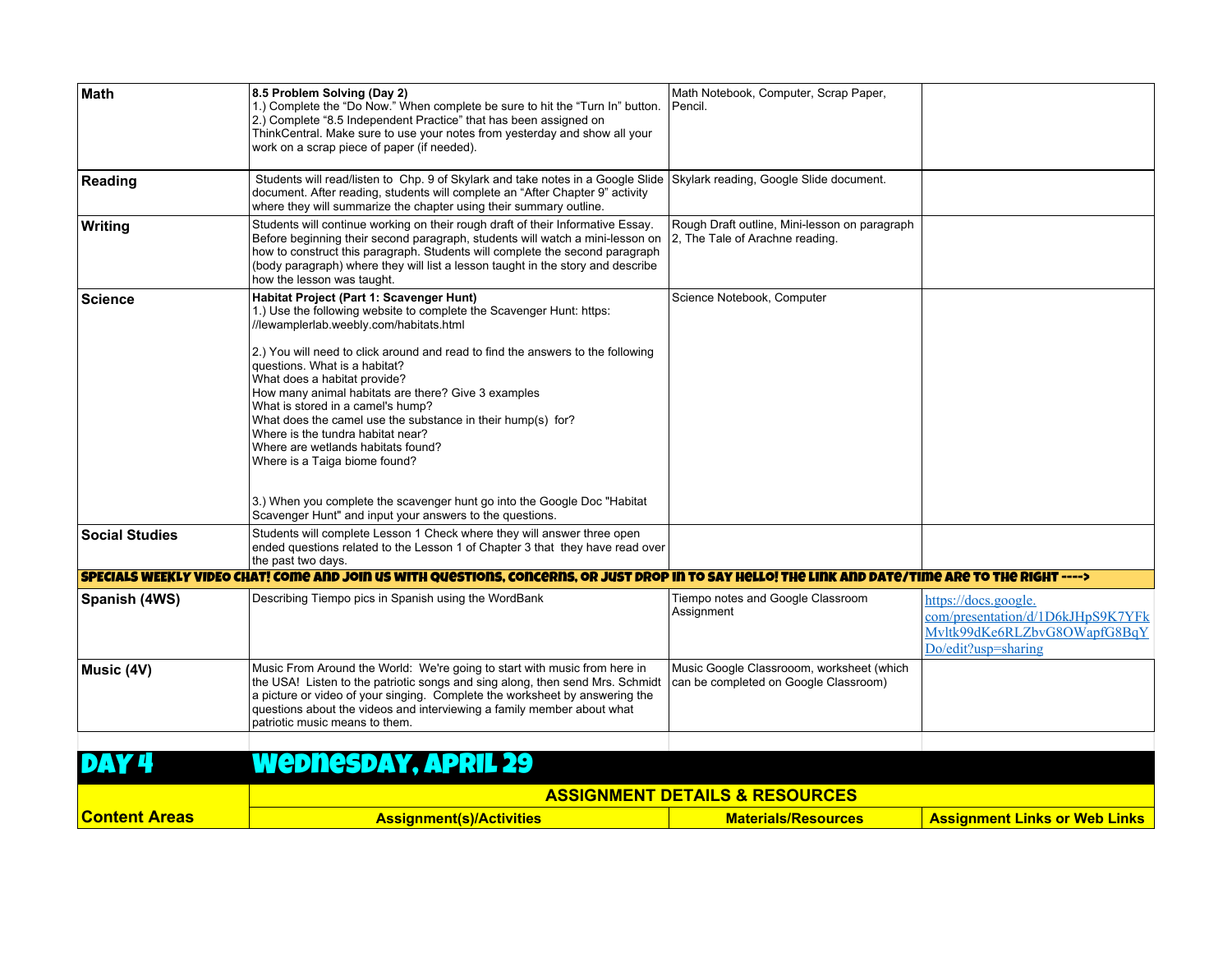| | | | |
|---|---|---|---|
| **Math** | **8.5 Problem Solving (Day 2)**<br>1.) Complete the "Do Now." When complete be sure to hit the "Turn In" button.<br>2.) Complete "8.5 Independent Practice" that has been assigned on ThinkCentral. Make sure to use your notes from yesterday and show all your work on a scrap piece of paper (if needed). | Math Notebook, Computer, Scrap Paper, Pencil. | |
| **Reading** | Students will read/listen to Chp. 9 of Skylark and take notes in a Google Slide document. After reading, students will complete an "After Chapter 9" activity where they will summarize the chapter using their summary outline. | Skylark reading, Google Slide document. | |
| **Writing** | Students will continue working on their rough draft of their Informative Essay. Before beginning their second paragraph, students will watch a mini-lesson on how to construct this paragraph. Students will complete the second paragraph (body paragraph) where they will list a lesson taught in the story and describe how the lesson was taught. | Rough Draft outline, Mini-lesson on paragraph 2, The Tale of Arachne reading. | |
| **Science** | **Habitat Project (Part 1: Scavenger Hunt)**<br>1.) Use the following website to complete the Scavenger Hunt: https://lewamplerlab.weebly.com/habitats.html<br><br>2.) You will need to click around and read to find the answers to the following questions. What is a habitat?<br>What does a habitat provide?<br>How many animal habitats are there? Give 3 examples<br>What is stored in a camel's hump?<br>What does the camel use the substance in their hump(s) for?<br>Where is the tundra habitat near?<br>Where are wetlands habitats found?<br>Where is a Taiga biome found?<br><br>3.) When you complete the scavenger hunt go into the Google Doc "Habitat Scavenger Hunt" and input your answers to the questions. | Science Notebook, Computer | |
| **Social Studies** | Students will complete Lesson 1 Check where they will answer three open ended questions related to the Lesson 1 of Chapter 3 that they have read over the past two days. | | |
| **SPECIALS WEEKLY VIDEO CHAT! COME AND JOIN US WITH QUESTIONS, CONCERNS, OR JUST DROP IN TO SAY HELLO! THE LINK AND DATE/TIME ARE TO THE RIGHT ---->** | | | |
| **Spanish (4WS)** | Describing Tiempo pics in Spanish using the WordBank | Tiempo notes and Google Classroom Assignment | https://docs.google.com/presentation/d/1D6kJHpS9K7YFkMvltk99dKe6RLZbvG8OWapfG8BqYDo/edit?usp=sharing |
| **Music (4V)** | Music From Around the World: We're going to start with music from here in the USA! Listen to the patriotic songs and sing along, then send Mrs. Schmidt a picture or video of your singing. Complete the worksheet by answering the questions about the videos and interviewing a family member about what patriotic music means to them. | Music Google Classrooom, worksheet (which can be completed on Google Classroom) | |

# DAY 4 — WEDNESDAY, APRIL 29

| Content Areas | ASSIGNMENT DETAILS & RESOURCES | | |
|---|---|---|---|
| | **Assignment(s)/Activities** | **Materials/Resources** | **Assignment Links or Web Links** |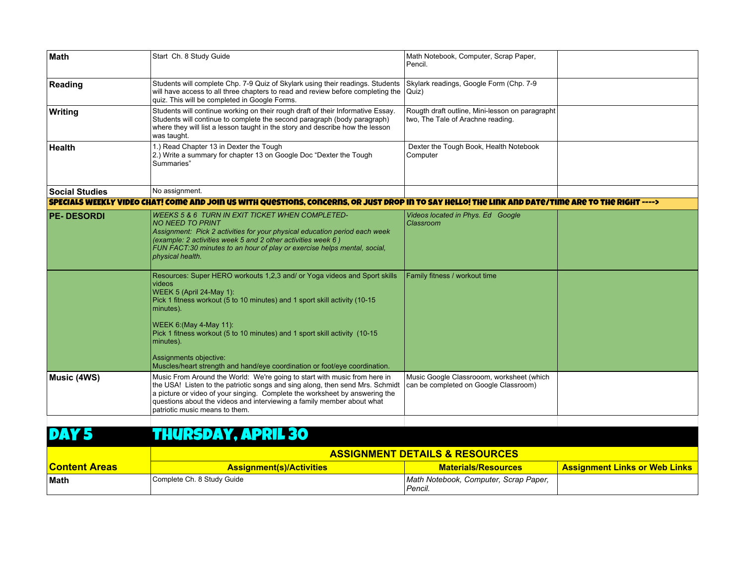| | | | |
|---|---|---|---|
| **Math** | Start Ch. 8 Study Guide | Math Notebook, Computer, Scrap Paper, Pencil. | |
| **Reading** | Students will complete Chp. 7-9 Quiz of Skylark using their readings. Students will have access to all three chapters to read and review before completing the quiz. This will be completed in Google Forms. | Skylark readings, Google Form (Chp. 7-9 Quiz) | |
| **Writing** | Students will continue working on their rough draft of their Informative Essay. Students will continue to complete the second paragraph (body paragraph) where they will list a lesson taught in the story and describe how the lesson was taught. | Rougth draft outline, Mini-lesson on paragrapht two, The Tale of Arachne reading. | |
| **Health** | 1.) Read Chapter 13 in Dexter the Tough<br>2.) Write a summary for chapter 13 on Google Doc "Dexter the Tough Summaries" | Dexter the Tough Book, Health Notebook Computer | |
| **Social Studies** | No assignment. | | |
| **SPECIALS WEEKLY VIDEO CHAT! COME AND JOIN US WITH QUESTIONS, CONCERNS, OR JUST DROP IN TO SAY HELLO! THE LINK AND DATE/TIME ARE TO THE RIGHT ---->** | | | |
| **PE- DESORDI** | *WEEKS 5 & 6 TURN IN EXIT TICKET WHEN COMPLETED-*<br>*NO NEED TO PRINT*<br>*Assignment: Pick 2 activities for your physical education period each week (example: 2 activities week 5 and 2 other activities week 6 )*<br>*FUN FACT:30 minutes to an hour of play or exercise helps mental, social, physical health.* | *Videos located in Phys. Ed Google Classroom* | |
| | Resources: Super HERO workouts 1,2,3 and/ or Yoga videos and Sport skills videos<br>WEEK 5 (April 24-May 1):<br>Pick 1 fitness workout (5 to 10 minutes) and 1 sport skill activity (10-15 minutes).<br><br>WEEK 6:(May 4-May 11):<br>Pick 1 fitness workout (5 to 10 minutes) and 1 sport skill activity (10-15 minutes).<br><br>Assignments objective:<br>Muscles/heart strength and hand/eye coordination or foot/eye coordination. | Family fitness / workout time | |
| **Music (4WS)** | Music From Around the World: We're going to start with music from here in the USA! Listen to the patriotic songs and sing along, then send Mrs. Schmidt a picture or video of your singing. Complete the worksheet by answering the questions about the videos and interviewing a family member about what patriotic music means to them. | Music Google Classrooom, worksheet (which can be completed on Google Classroom) | |

## DAY 5 THURSDAY, APRIL 30

| | ASSIGNMENT DETAILS & RESOURCES | | |
|---|---|---|---|
| **Content Areas** | **Assignment(s)/Activities** | **Materials/Resources** | **Assignment Links or Web Links** |
| **Math** | Complete Ch. 8 Study Guide | *Math Notebook, Computer, Scrap Paper, Pencil.* | |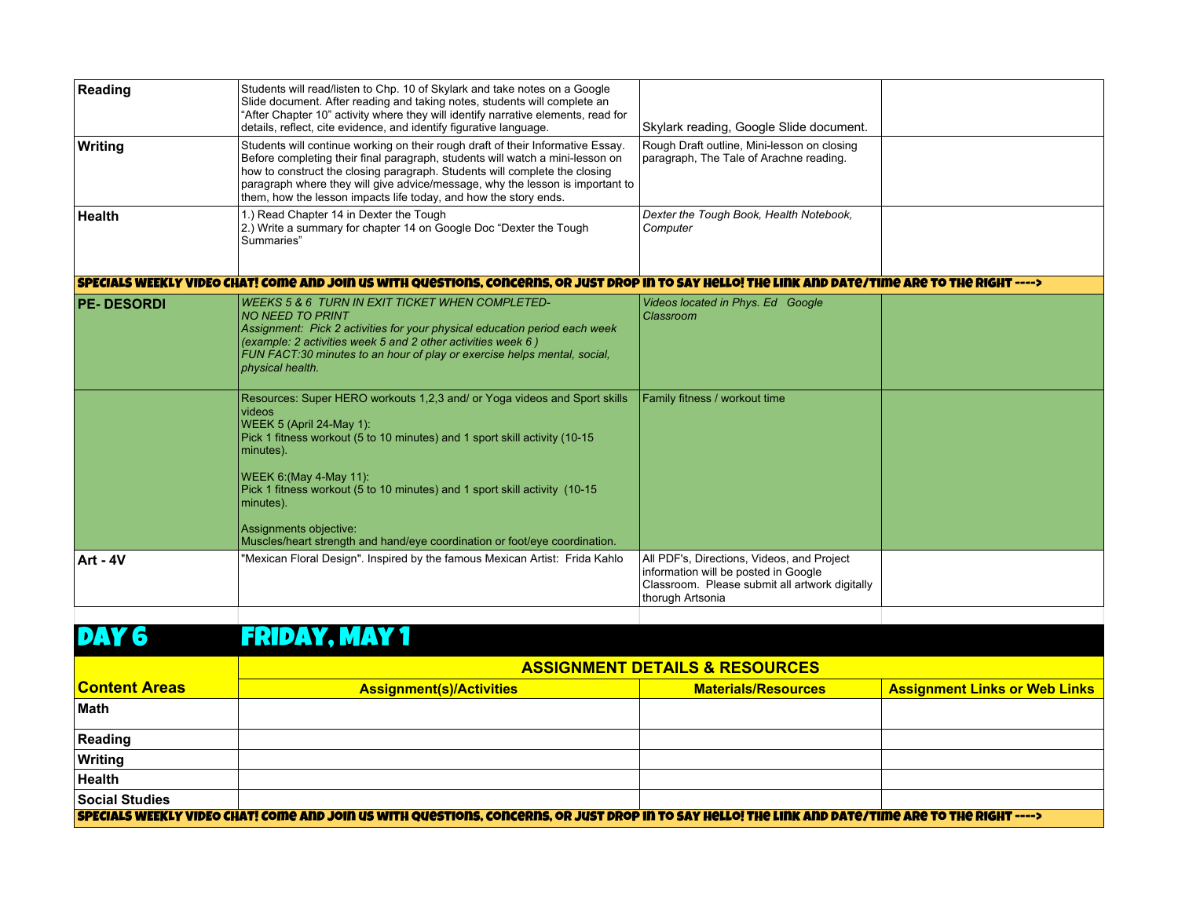| | | | |
|---|---|---|---|
| **Reading** | Students will read/listen to Chp. 10 of Skylark and take notes on a Google Slide document. After reading and taking notes, students will complete an "After Chapter 10" activity where they will identify narrative elements, read for details, reflect, cite evidence, and identify figurative language. | Skylark reading, Google Slide document. | |
| **Writing** | Students will continue working on their rough draft of their Informative Essay. Before completing their final paragraph, students will watch a mini-lesson on how to construct the closing paragraph. Students will complete the closing paragraph where they will give advice/message, why the lesson is important to them, how the lesson impacts life today, and how the story ends. | Rough Draft outline, Mini-lesson on closing paragraph, The Tale of Arachne reading. | |
| **Health** | 1.) Read Chapter 14 in Dexter the Tough<br>2.) Write a summary for chapter 14 on Google Doc "Dexter the Tough Summaries" | *Dexter the Tough Book, Health Notebook, Computer* | |
| **SPECIALS WEEKLY VIDEO CHAT! Come and join us with questions, concerns, or just drop in to say hello! The link and date/time are to the right ---->** | | | |
| **PE- DESORDI** | *WEEKS 5 & 6 TURN IN EXIT TICKET WHEN COMPLETED- NO NEED TO PRINT*<br>*Assignment: Pick 2 activities for your physical education period each week (example: 2 activities week 5 and 2 other activities week 6 )*<br>*FUN FACT:30 minutes to an hour of play or exercise helps mental, social, physical health.* | *Videos located in Phys. Ed Google Classroom* | |
| | Resources: Super HERO workouts 1,2,3 and/ or Yoga videos and Sport skills videos<br>WEEK 5 (April 24-May 1):<br>Pick 1 fitness workout (5 to 10 minutes) and 1 sport skill activity (10-15 minutes).<br><br>WEEK 6:(May 4-May 11):<br>Pick 1 fitness workout (5 to 10 minutes) and 1 sport skill activity (10-15 minutes).<br><br>Assignments objective:<br>Muscles/heart strength and hand/eye coordination or foot/eye coordination. | Family fitness / workout time | |
| **Art - 4V** | "Mexican Floral Design". Inspired by the famous Mexican Artist: Frida Kahlo | All PDF's, Directions, Videos, and Project information will be posted in Google Classroom. Please submit all artwork digitally thorugh Artsonia | |

## DAY 6 FRIDAY, MAY 1

| | **ASSIGNMENT DETAILS & RESOURCES** | | |
|---|---|---|---|
| **Content Areas** | **Assignment(s)/Activities** | **Materials/Resources** | **Assignment Links or Web Links** |
| **Math** | | | |
| **Reading** | | | |
| **Writing** | | | |
| **Health** | | | |
| **Social Studies** | | | |
| **SPECIALS WEEKLY VIDEO CHAT! Come and join us with questions, concerns, or just drop in to say hello! The link and date/time are to the right ---->** | | | |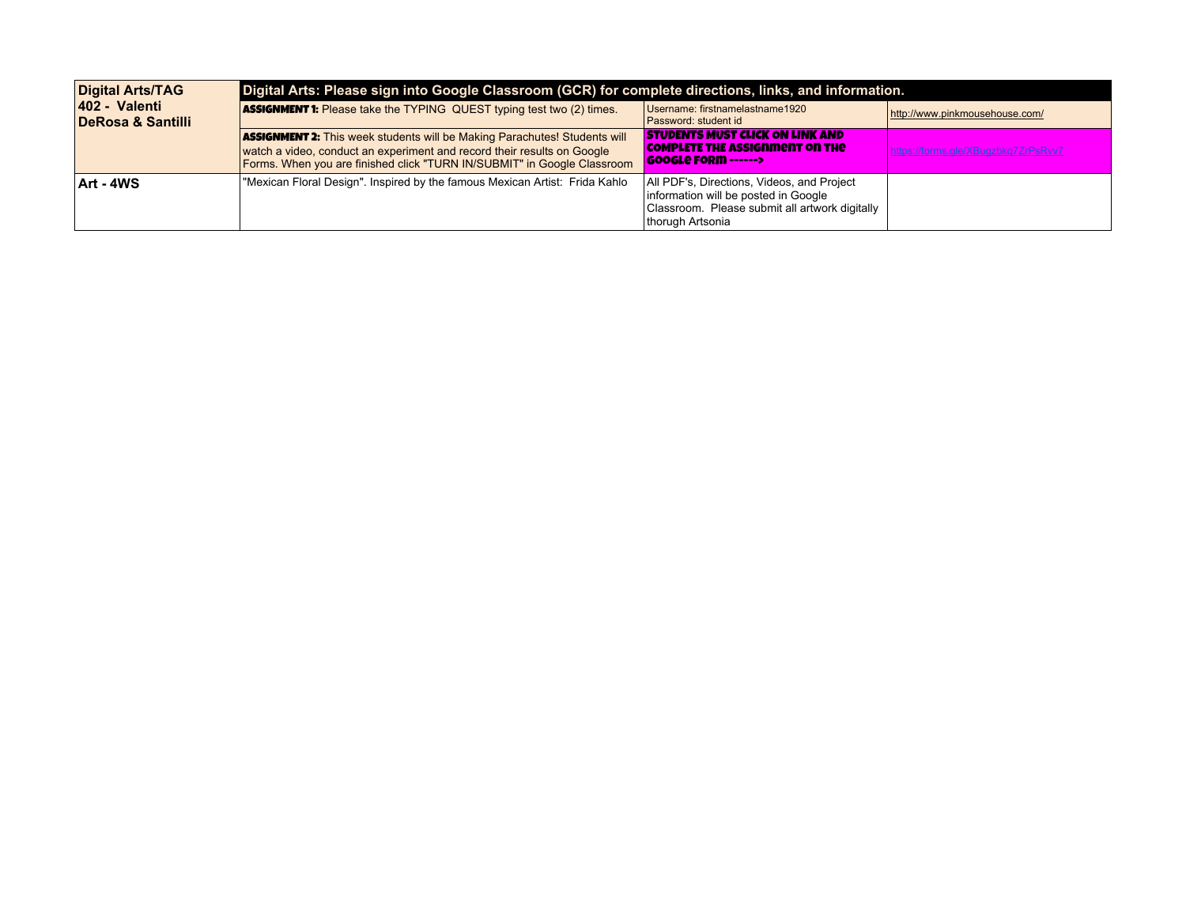| | | | |
|---|---|---|---|
| **Digital Arts/TAG 402 - Valenti DeRosa & Santilli** | **Digital Arts: Please sign into Google Classroom (GCR) for complete directions, links, and information.** | | |
| | **ASSIGNMENT 1:** Please take the TYPING QUEST typing test two (2) times. | Username: firstnamelastname1920 Password: student id | http://www.pinkmousehouse.com/ |
| | **ASSIGNMENT 2:** This week students will be Making Parachutes! Students will watch a video, conduct an experiment and record their results on Google Forms. When you are finished click "TURN IN/SUBMIT" in Google Classroom | **STUDENTS MUST CLICK ON LINK AND COMPLETE THE ASSIGNMENT ON THE GOOGLE FORM ------>** | https://forms.gle/XBugzbkq7ZrPsRw7 |
| **Art - 4WS** | "Mexican Floral Design". Inspired by the famous Mexican Artist: Frida Kahlo | All PDF's, Directions, Videos, and Project information will be posted in Google Classroom. Please submit all artwork digitally thorugh Artsonia | |